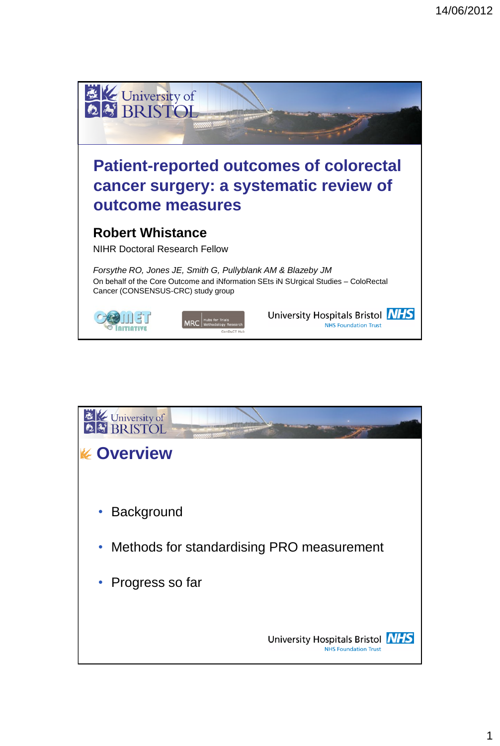# Patient-reported outcomes of colorectal cancer surgery: a systematic review of outcome measures

**Robert Whistance**

NIHR Doctoral Research Fellow

*Forsythe RO, Jones JE, Smith G, Pullyblank AM & Blazeby JM*

On behalf of the Core Outcome and iNformation SEts iN SUrgical Studies – ColoRectal Cancer (CONSENSUS-CRC) study group

University Hospitals Bristol NHS Foundation Trust

## Overview

- Background
- Methods for standardising PRO measurement
- Progress so far

University Hospitals Bristol NHS Foundation Trust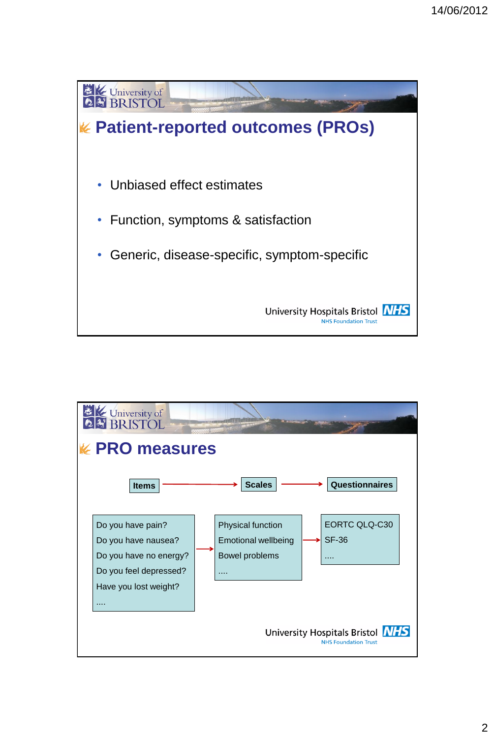## Patient-reported outcomes (PROs)

- Unbiased effect estimates
- Function, symptoms & satisfaction
- Generic, disease-specific, symptom-specific

University Hospitals Bristol NHS Foundation Trust

## PRO measures

**Items** → **Scales** → **Questionnaires**

| Items | Scales | Questionnaires |
|---|---|---|
| Do you have pain? | Physical function | EORTC QLQ-C30 |
| Do you have nausea? | Emotional wellbeing | SF-36 |
| Do you have no energy? | Bowel problems | .... |
| Do you feel depressed? | .... | |
| Have you lost weight? | | |
| .... | | |

University Hospitals Bristol NHS Foundation Trust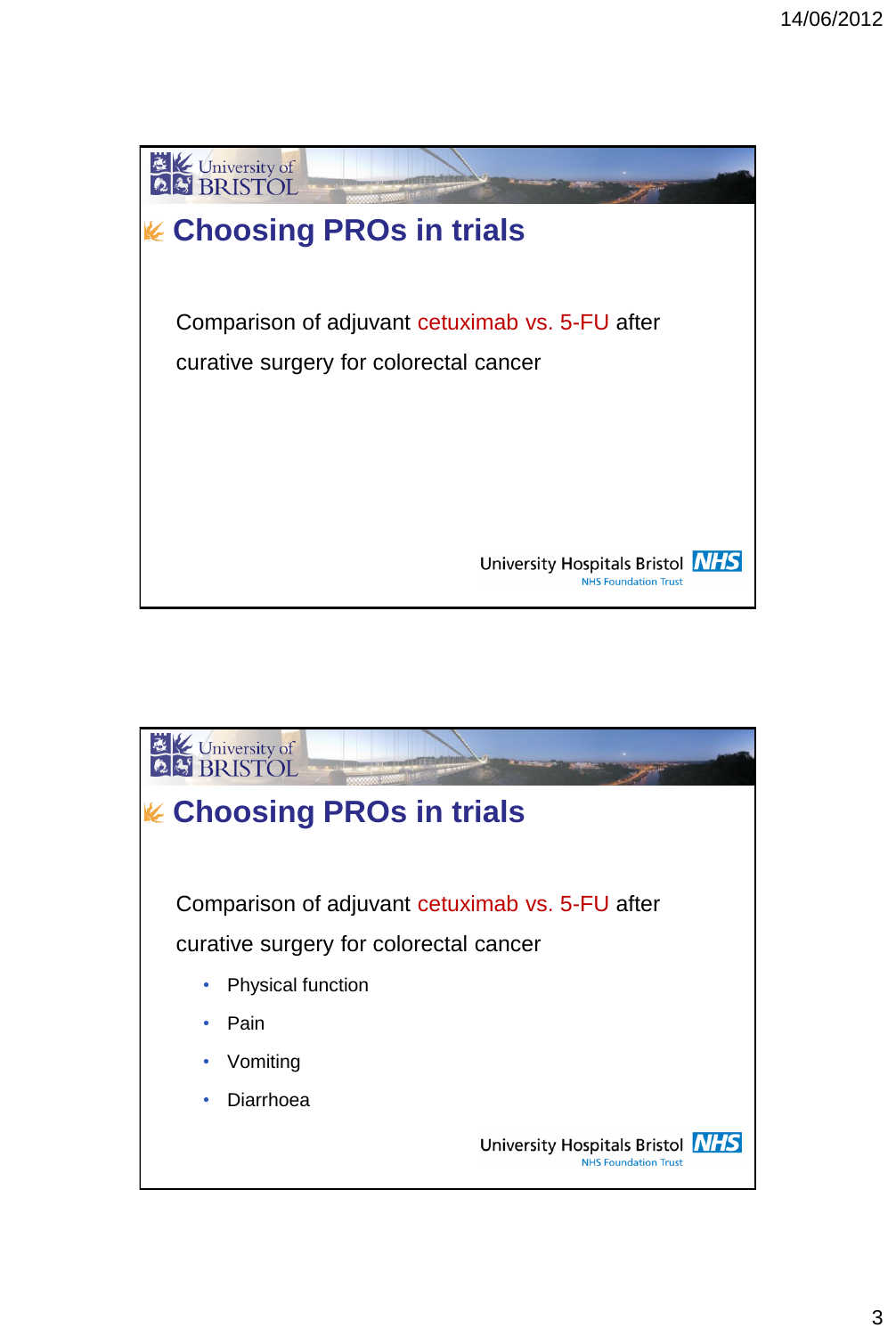## Choosing PROs in trials

Comparison of adjuvant cetuximab vs. 5-FU after curative surgery for colorectal cancer

## Choosing PROs in trials

Comparison of adjuvant cetuximab vs. 5-FU after curative surgery for colorectal cancer

- Physical function
- Pain
- Vomiting
- Diarrhoea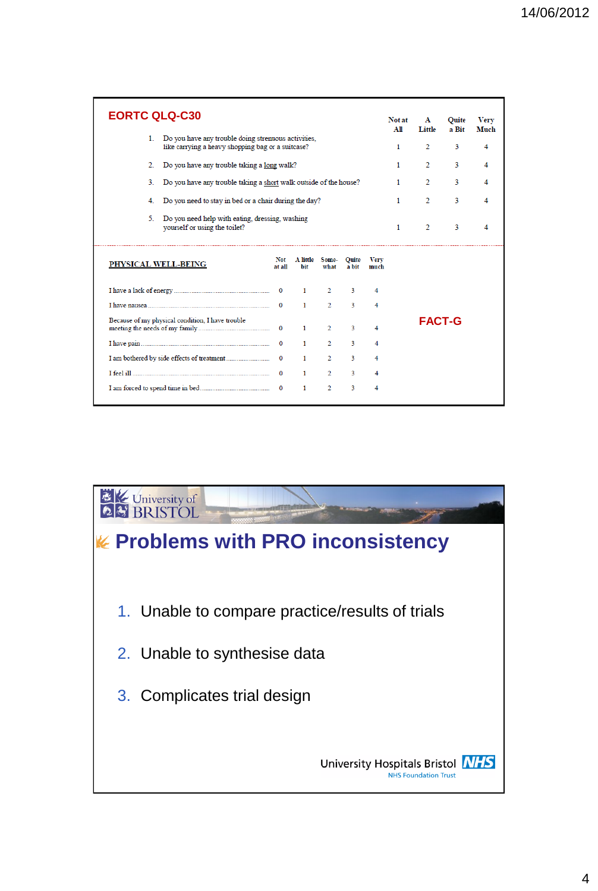## EORTC QLQ-C30

| | Not at All | A Little | Quite a Bit | Very Much |
|---|---|---|---|---|
| 1. Do you have any trouble doing strenuous activities, like carrying a heavy shopping bag or a suitcase? | 1 | 2 | 3 | 4 |
| 2. Do you have any trouble taking a long walk? | 1 | 2 | 3 | 4 |
| 3. Do you have any trouble taking a short walk outside of the house? | 1 | 2 | 3 | 4 |
| 4. Do you need to stay in bed or a chair during the day? | 1 | 2 | 3 | 4 |
| 5. Do you need help with eating, dressing, washing yourself or using the toilet? | 1 | 2 | 3 | 4 |

## FACT-G

| PHYSICAL WELL-BEING | Not at all | A little bit | Some-what | Quite a bit | Very much |
|---|---|---|---|---|---|
| I have a lack of energy | 0 | 1 | 2 | 3 | 4 |
| I have nausea | 0 | 1 | 2 | 3 | 4 |
| Because of my physical condition, I have trouble meeting the needs of my family | 0 | 1 | 2 | 3 | 4 |
| I have pain | 0 | 1 | 2 | 3 | 4 |
| I am bothered by side effects of treatment | 0 | 1 | 2 | 3 | 4 |
| I feel ill | 0 | 1 | 2 | 3 | 4 |
| I am forced to spend time in bed | 0 | 1 | 2 | 3 | 4 |

University of BRISTOL

# Problems with PRO inconsistency

1. Unable to compare practice/results of trials
2. Unable to synthesise data
3. Complicates trial design

University Hospitals Bristol NHS
NHS Foundation Trust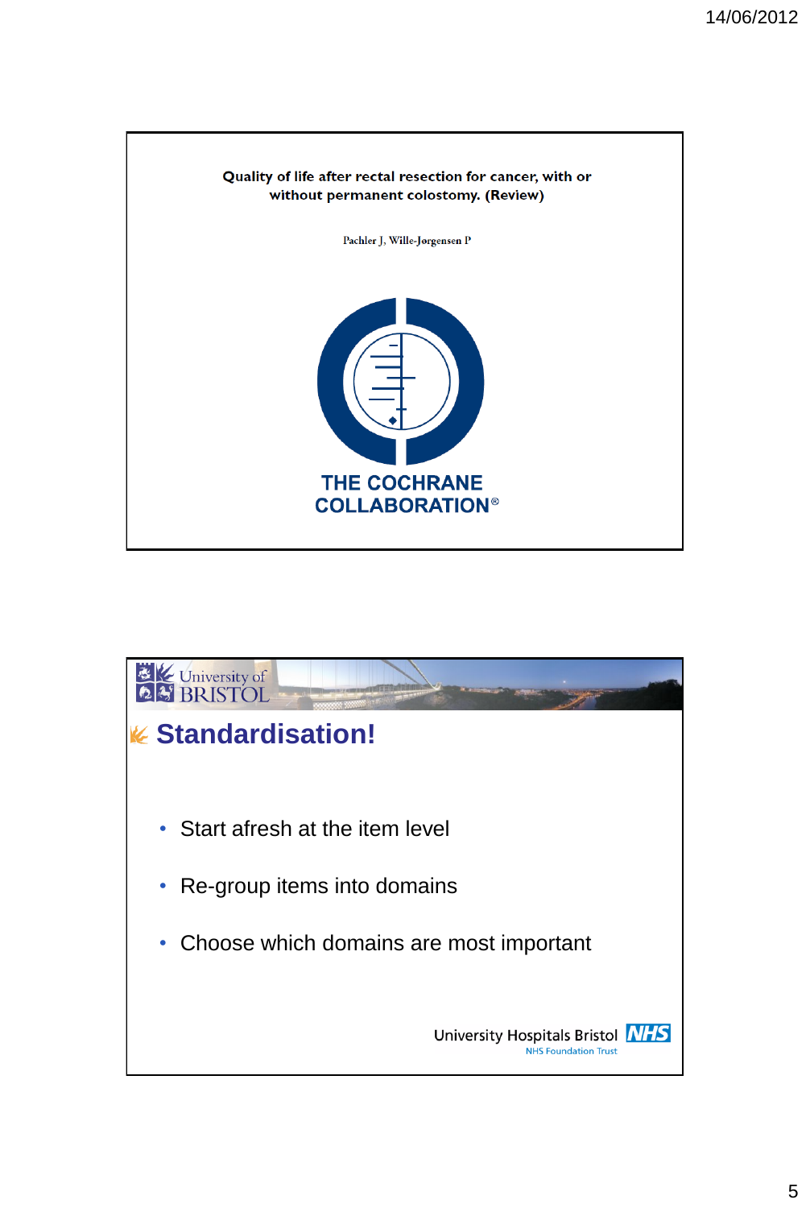Quality of life after rectal resection for cancer, with or without permanent colostomy. (Review)

Pachler J, Wille-Jørgensen P

THE COCHRANE COLLABORATION®

## Standardisation!

- Start afresh at the item level
- Re-group items into domains
- Choose which domains are most important

University Hospitals Bristol NHS Foundation Trust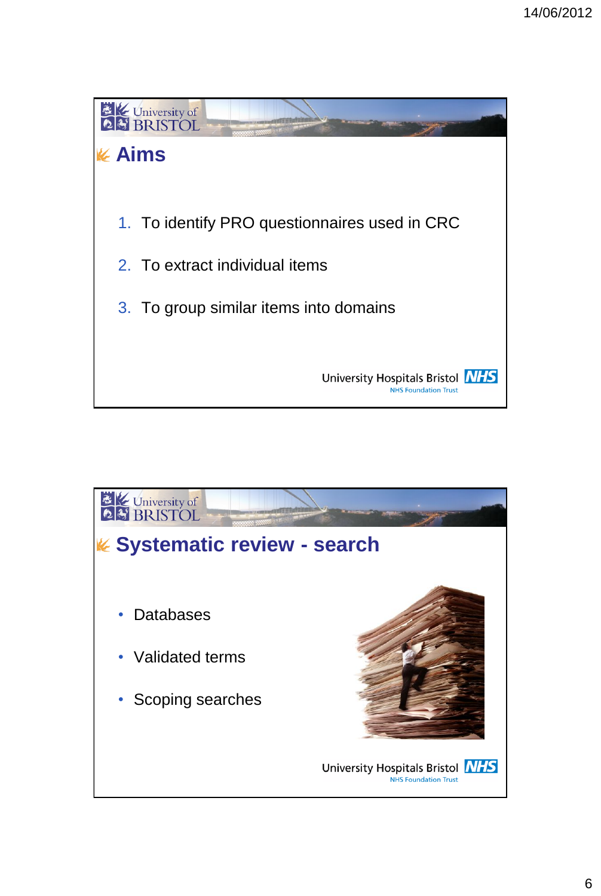## Aims

1. To identify PRO questionnaires used in CRC
2. To extract individual items
3. To group similar items into domains

## Systematic review - search

- Databases
- Validated terms
- Scoping searches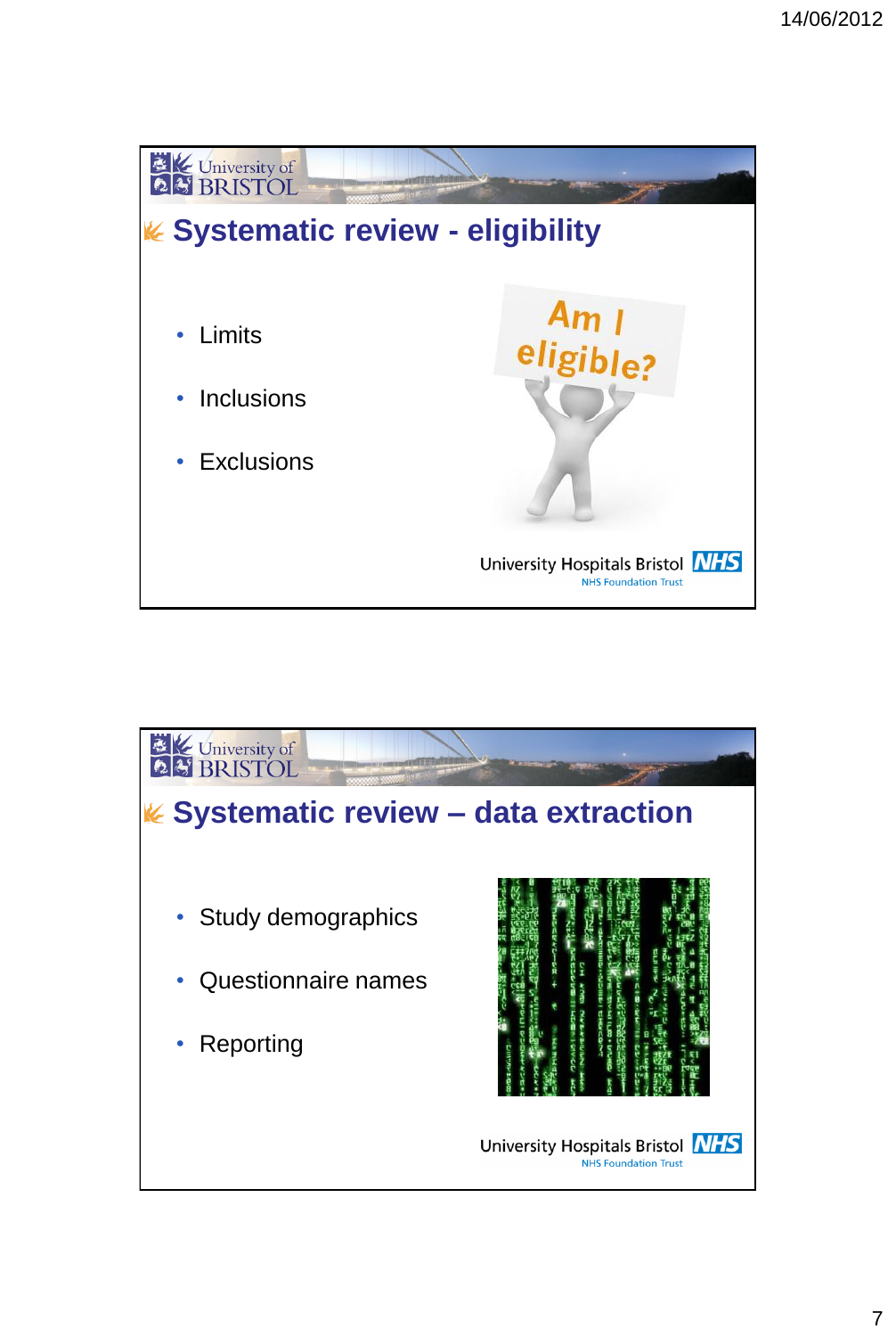## Systematic review - eligibility

- Limits
- Inclusions
- Exclusions

## Systematic review – data extraction

- Study demographics
- Questionnaire names
- Reporting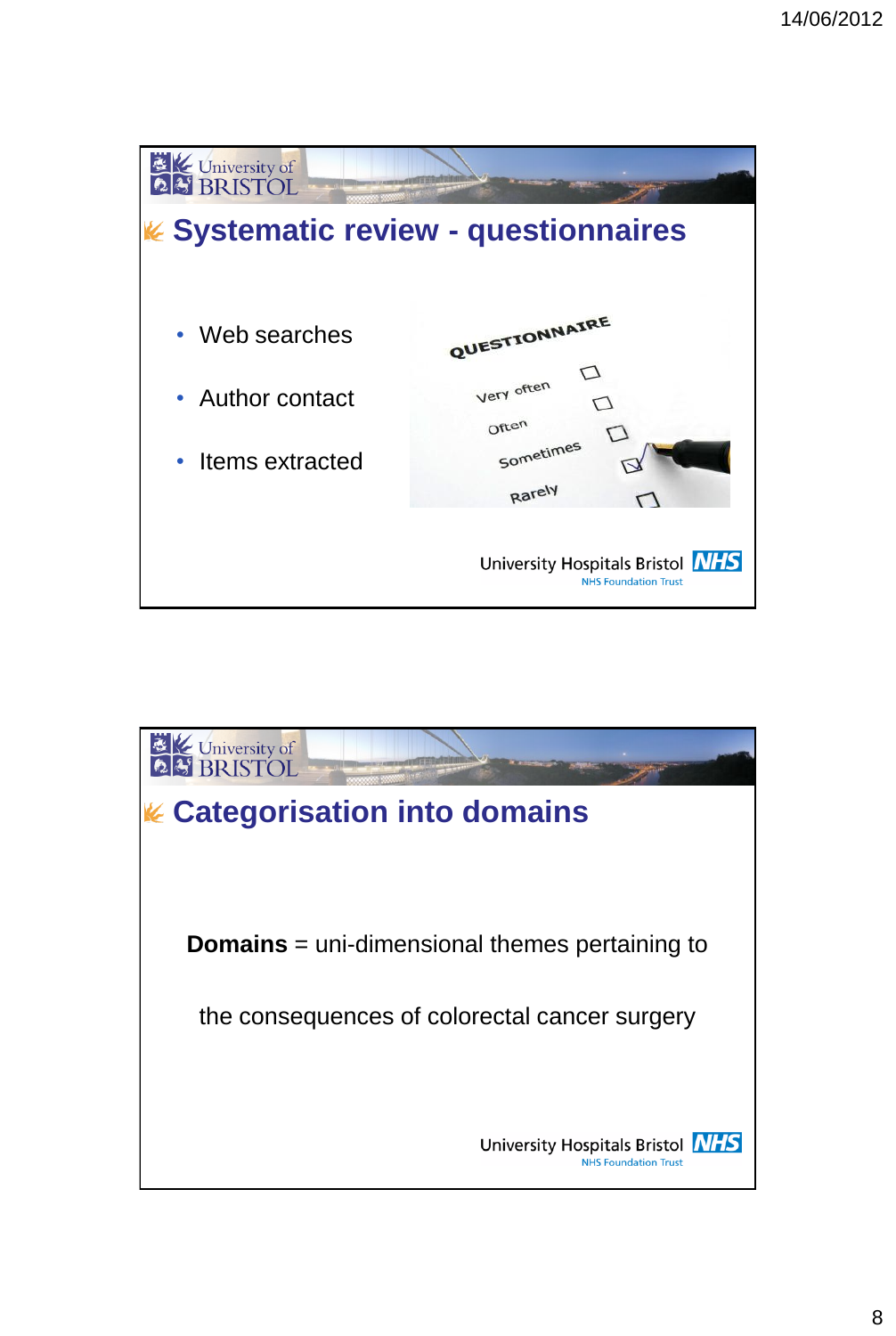## Systematic review - questionnaires

- Web searches
- Author contact
- Items extracted

University Hospitals Bristol NHS Foundation Trust

## Categorisation into domains

**Domains** = uni-dimensional themes pertaining to the consequences of colorectal cancer surgery

University Hospitals Bristol NHS Foundation Trust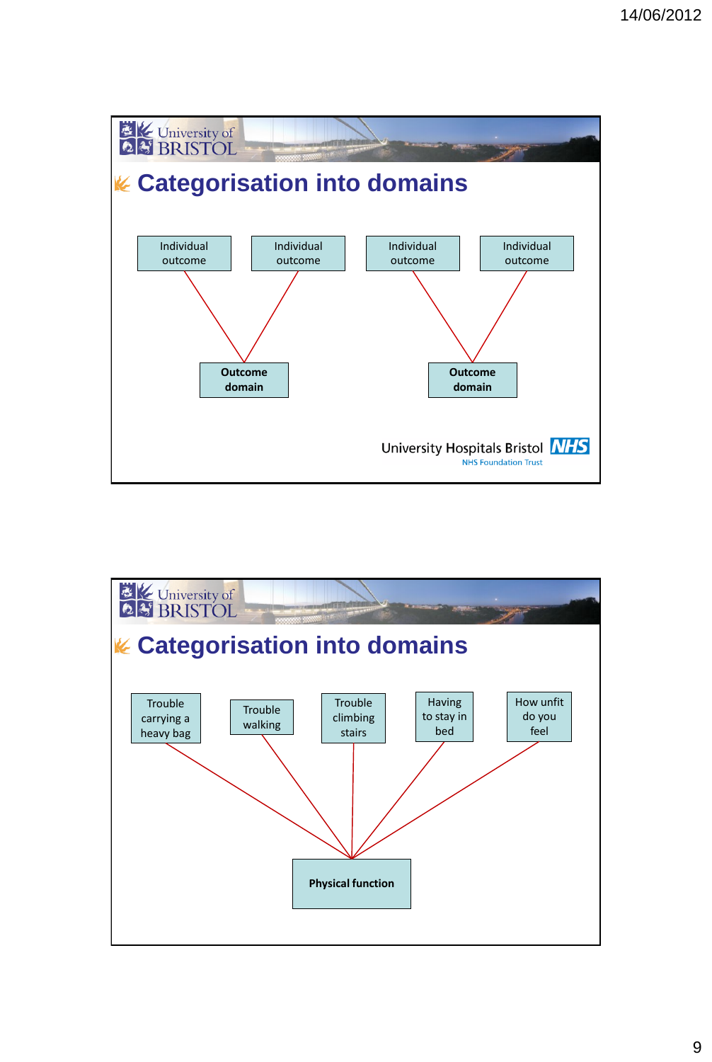## Categorisation into domains

Individual outcome | Individual outcome | Individual outcome | Individual outcome

**Outcome domain** | **Outcome domain**

University Hospitals Bristol NHS
NHS Foundation Trust

## Categorisation into domains

Trouble carrying a heavy bag | Trouble walking | Trouble climbing stairs | Having to stay in bed | How unfit do you feel

**Physical function**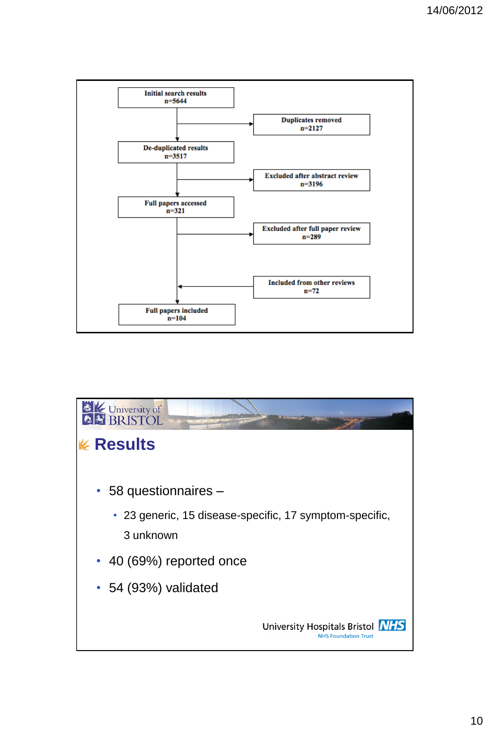Initial search results
n=5644

→ Duplicates removed
n=2127

De-duplicated results
n=3517

→ Excluded after abstract review
n=3196

Full papers accessed
n=321

→ Excluded after full paper review
n=289

← Included from other reviews
n=72

Full papers included
n=104

University of BRISTOL

# Results

- 58 questionnaires –
  - 23 generic, 15 disease-specific, 17 symptom-specific, 3 unknown
- 40 (69%) reported once
- 54 (93%) validated

University Hospitals Bristol NHS
NHS Foundation Trust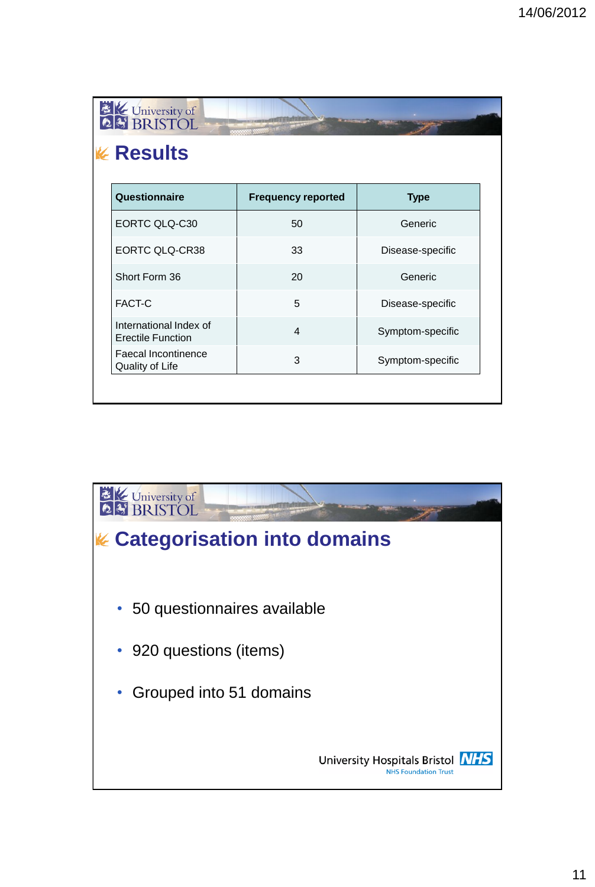## Results

| Questionnaire | Frequency reported | Type |
|---|---|---|
| EORTC QLQ-C30 | 50 | Generic |
| EORTC QLQ-CR38 | 33 | Disease-specific |
| Short Form 36 | 20 | Generic |
| FACT-C | 5 | Disease-specific |
| International Index of Erectile Function | 4 | Symptom-specific |
| Faecal Incontinence Quality of Life | 3 | Symptom-specific |

## Categorisation into domains

- 50 questionnaires available
- 920 questions (items)
- Grouped into 51 domains

University Hospitals Bristol NHS
NHS Foundation Trust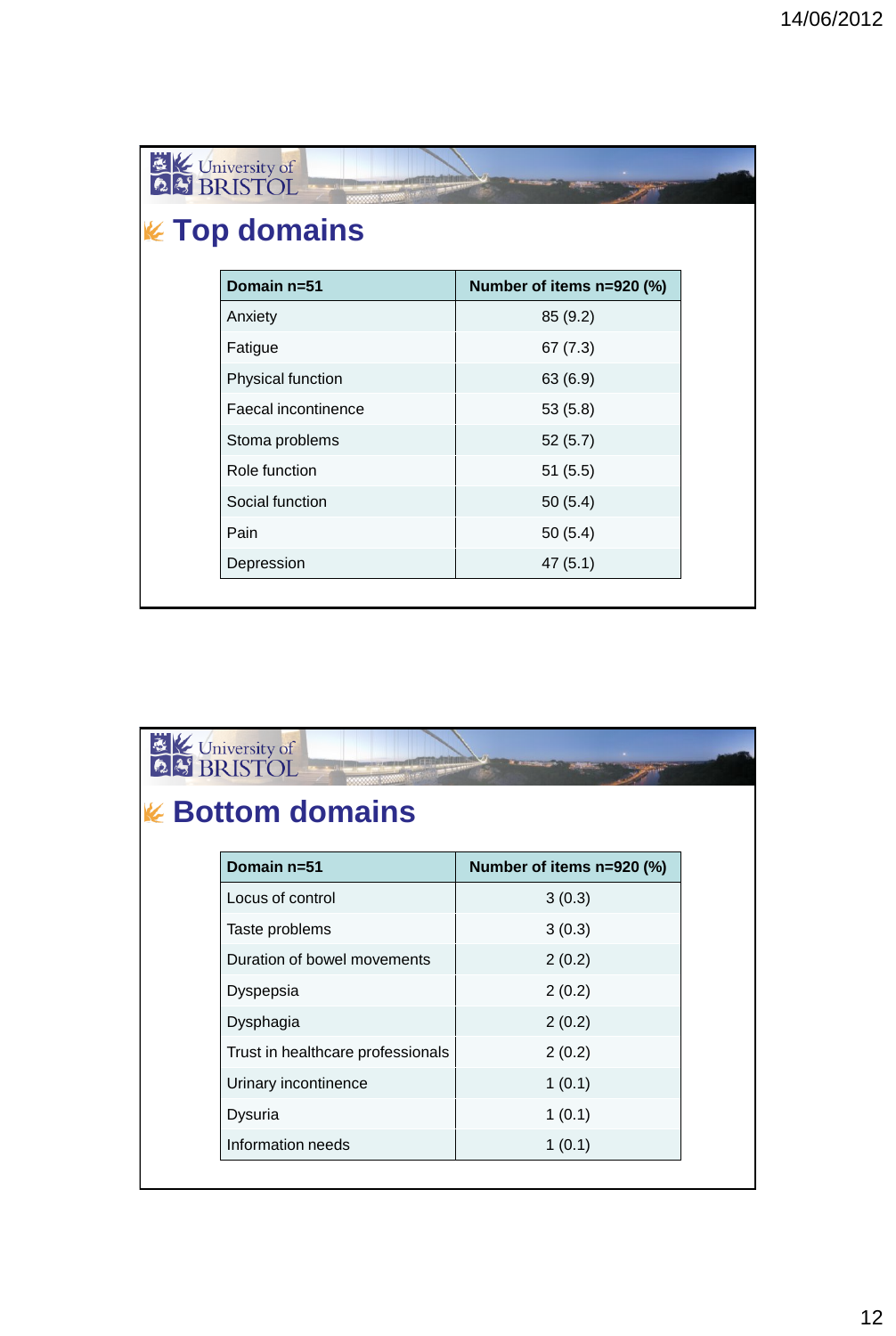## Top domains

| Domain n=51 | Number of items n=920 (%) |
|---|---|
| Anxiety | 85 (9.2) |
| Fatigue | 67 (7.3) |
| Physical function | 63 (6.9) |
| Faecal incontinence | 53 (5.8) |
| Stoma problems | 52 (5.7) |
| Role function | 51 (5.5) |
| Social function | 50 (5.4) |
| Pain | 50 (5.4) |
| Depression | 47 (5.1) |

## Bottom domains

| Domain n=51 | Number of items n=920 (%) |
|---|---|
| Locus of control | 3 (0.3) |
| Taste problems | 3 (0.3) |
| Duration of bowel movements | 2 (0.2) |
| Dyspepsia | 2 (0.2) |
| Dysphagia | 2 (0.2) |
| Trust in healthcare professionals | 2 (0.2) |
| Urinary incontinence | 1 (0.1) |
| Dysuria | 1 (0.1) |
| Information needs | 1 (0.1) |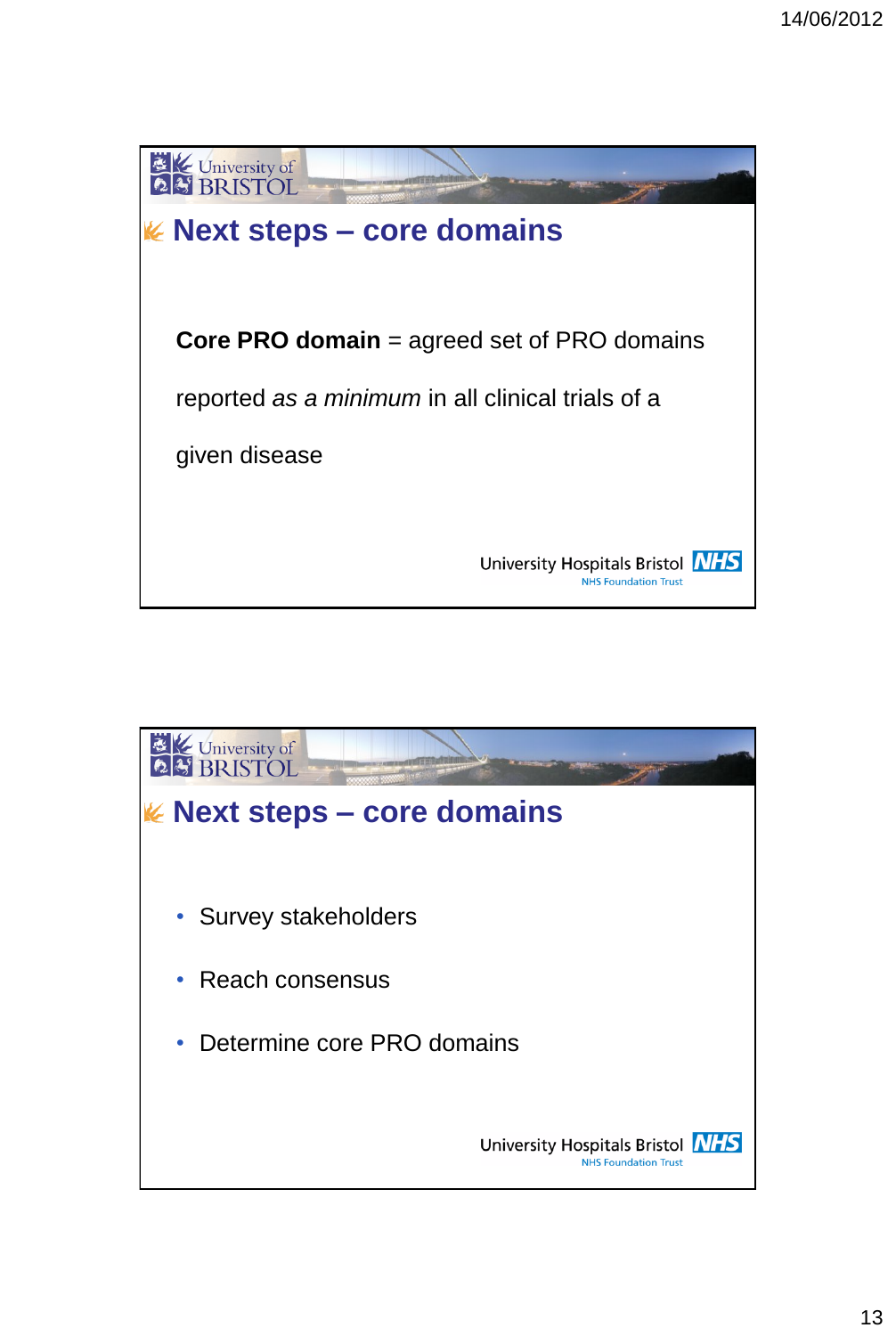## Next steps – core domains

**Core PRO domain** = agreed set of PRO domains reported *as a minimum* in all clinical trials of a given disease

University Hospitals Bristol NHS
NHS Foundation Trust

## Next steps – core domains

- Survey stakeholders
- Reach consensus
- Determine core PRO domains

University Hospitals Bristol NHS
NHS Foundation Trust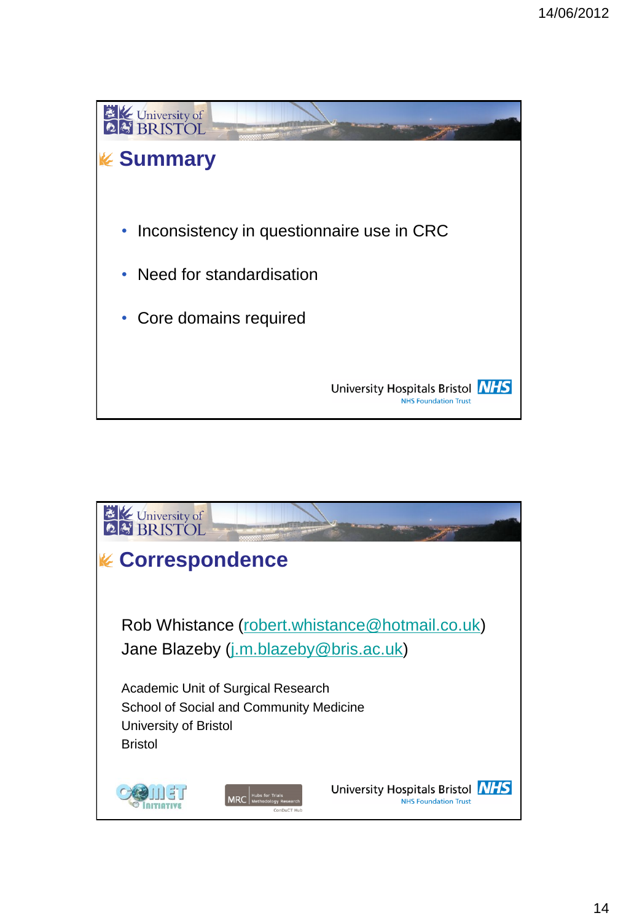## Summary

- Inconsistency in questionnaire use in CRC
- Need for standardisation
- Core domains required

University Hospitals Bristol NHS Foundation Trust

## Correspondence

Rob Whistance (robert.whistance@hotmail.co.uk)
Jane Blazeby (j.m.blazeby@bris.ac.uk)

Academic Unit of Surgical Research
School of Social and Community Medicine
University of Bristol
Bristol

University Hospitals Bristol NHS Foundation Trust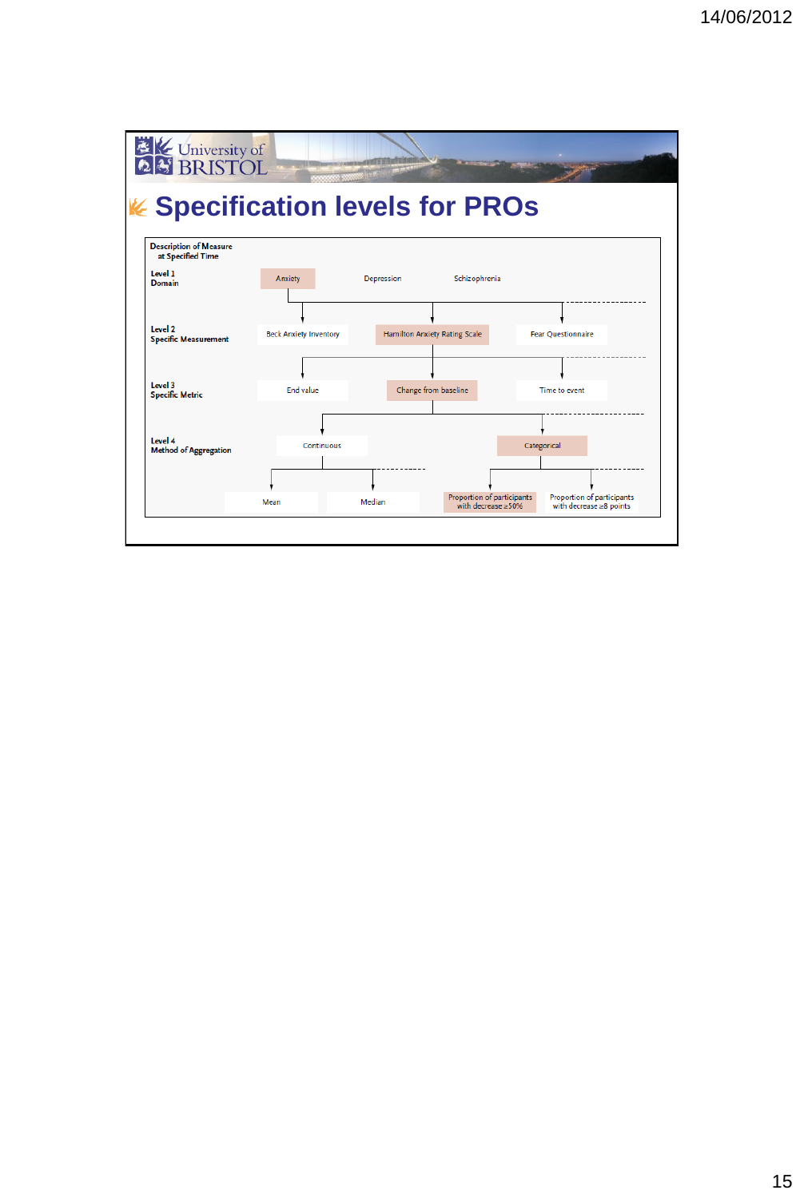# Specification levels for PROs

Description of Measure at Specified Time

Level 1
Domain

Anxiety
Depression
Schizophrenia

Level 2
Specific Measurement

Beck Anxiety Inventory
Hamilton Anxiety Rating Scale
Fear Questionnaire

Level 3
Specific Metric

End value
Change from baseline
Time to event

Level 4
Method of Aggregation

Continuous
Categorical

Mean
Median
Proportion of participants with decrease ≥50%
Proportion of participants with decrease ≥8 points